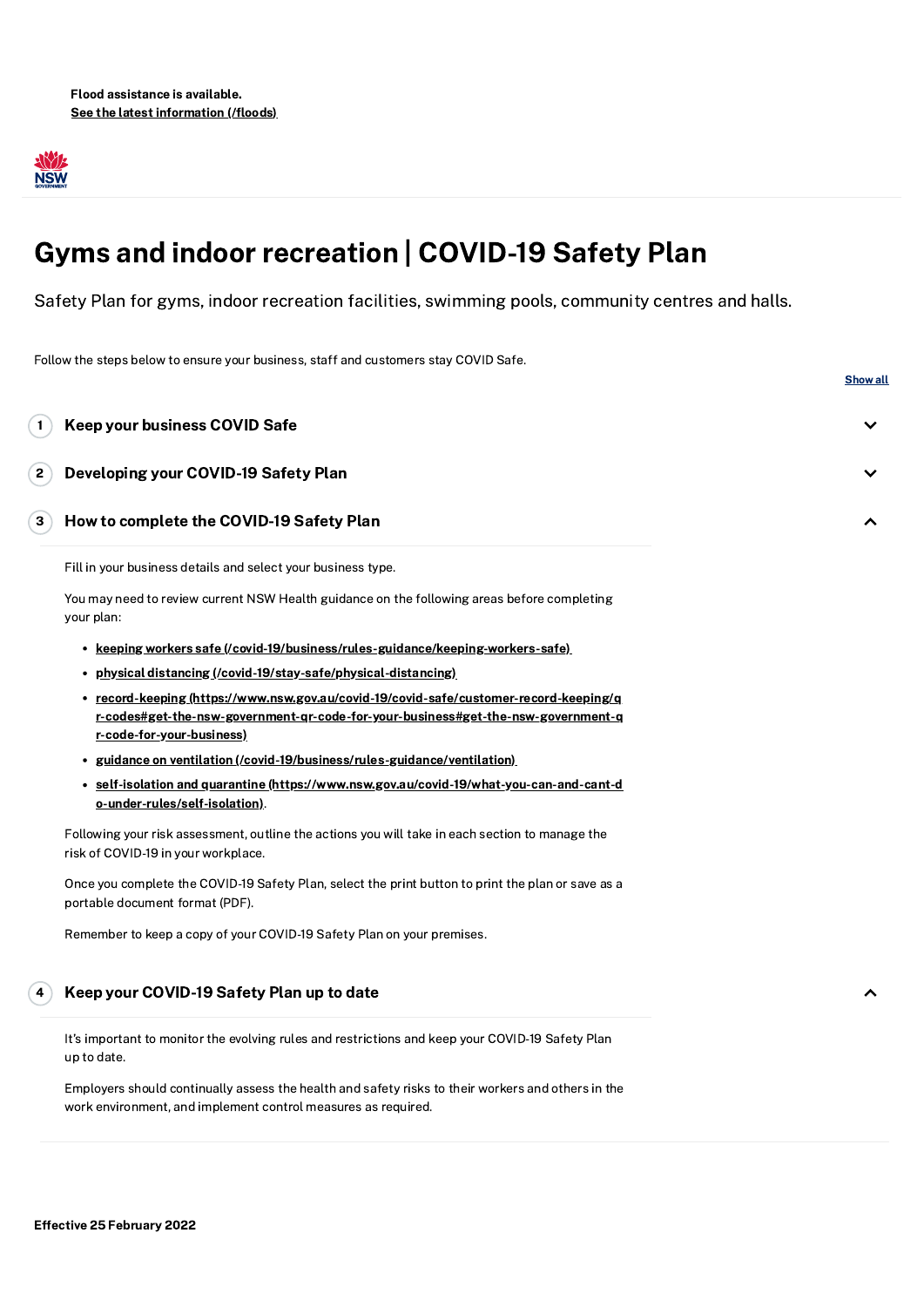**Flood assistance is available.**
[See the latest information (/floods)](/floods)

# Gyms and indoor recreation | COVID-19 Safety Plan

Safety Plan for gyms, indoor recreation facilities, swimming pools, community centres and halls.

Follow the steps below to ensure your business, staff and customers stay COVID Safe.

Show all

## 1 Keep your business COVID Safe

## 2 Developing your COVID-19 Safety Plan

## 3 How to complete the COVID-19 Safety Plan

Fill in your business details and select your business type.

You may need to review current NSW Health guidance on the following areas before completing your plan:

- [keeping workers safe (/covid-19/business/rules-guidance/keeping-workers-safe)](/covid-19/business/rules-guidance/keeping-workers-safe)
- [physical distancing (/covid-19/stay-safe/physical-distancing)](/covid-19/stay-safe/physical-distancing)
- [record-keeping (https://www.nsw.gov.au/covid-19/covid-safe/customer-record-keeping/qr-codes#get-the-nsw-government-qr-code-for-your-business#get-the-nsw-government-qr-code-for-your-business)](https://www.nsw.gov.au/covid-19/covid-safe/customer-record-keeping/qr-codes#get-the-nsw-government-qr-code-for-your-business#get-the-nsw-government-qr-code-for-your-business)
- [guidance on ventilation (/covid-19/business/rules-guidance/ventilation)](/covid-19/business/rules-guidance/ventilation)
- [self-isolation and quarantine (https://www.nsw.gov.au/covid-19/what-you-can-and-cant-do-under-rules/self-isolation)](https://www.nsw.gov.au/covid-19/what-you-can-and-cant-do-under-rules/self-isolation).

Following your risk assessment, outline the actions you will take in each section to manage the risk of COVID-19 in your workplace.

Once you complete the COVID-19 Safety Plan, select the print button to print the plan or save as a portable document format (PDF).

Remember to keep a copy of your COVID-19 Safety Plan on your premises.

## 4 Keep your COVID-19 Safety Plan up to date

It's important to monitor the evolving rules and restrictions and keep your COVID-19 Safety Plan up to date.

Employers should continually assess the health and safety risks to their workers and others in the work environment, and implement control measures as required.

**Effective 25 February 2022**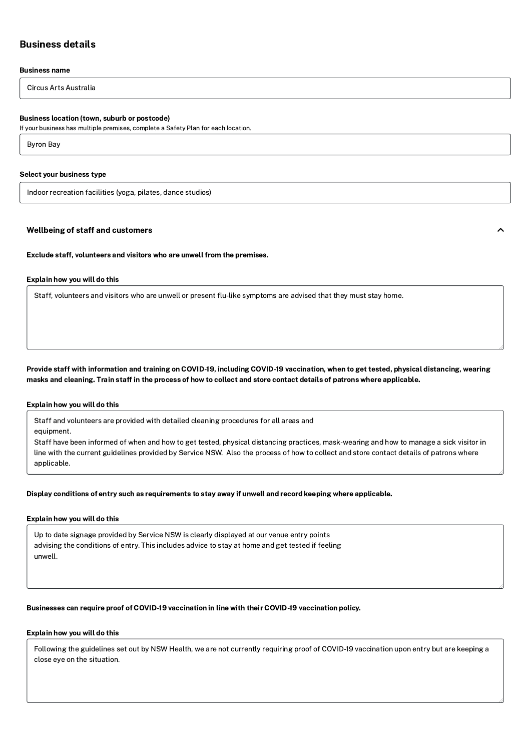## Business details

**Business name**

Circus Arts Australia

**Business location (town, suburb or postcode)**

If your business has multiple premises, complete a Safety Plan for each location.

Byron Bay

**Select your business type**

Indoor recreation facilities (yoga, pilates, dance studios)

### Wellbeing of staff and customers

**Exclude staff, volunteers and visitors who are unwell from the premises.**

**Explain how you will do this**

Staff, volunteers and visitors who are unwell or present flu-like symptoms are advised that they must stay home.

**Provide staff with information and training on COVID-19, including COVID-19 vaccination, when to get tested, physical distancing, wearing masks and cleaning. Train staff in the process of how to collect and store contact details of patrons where applicable.**

**Explain how you will do this**

Staff and volunteers are provided with detailed cleaning procedures for all areas and equipment.
Staff have been informed of when and how to get tested, physical distancing practices, mask-wearing and how to manage a sick visitor in line with the current guidelines provided by Service NSW. Also the process of how to collect and store contact details of patrons where applicable.

**Display conditions of entry such as requirements to stay away if unwell and record keeping where applicable.**

**Explain how you will do this**

Up to date signage provided by Service NSW is clearly displayed at our venue entry points advising the conditions of entry. This includes advice to stay at home and get tested if feeling unwell.

**Businesses can require proof of COVID-19 vaccination in line with their COVID-19 vaccination policy.**

**Explain how you will do this**

Following the guidelines set out by NSW Health, we are not currently requiring proof of COVID-19 vaccination upon entry but are keeping a close eye on the situation.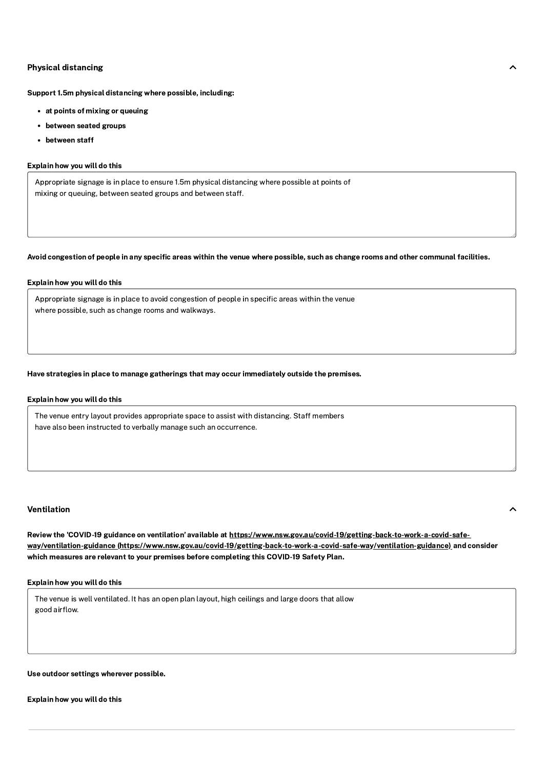## Physical distancing

**Support 1.5m physical distancing where possible, including:**

- **at points of mixing or queuing**
- **between seated groups**
- **between staff**

**Explain how you will do this**

Appropriate signage is in place to ensure 1.5m physical distancing where possible at points of mixing or queuing, between seated groups and between staff.

**Avoid congestion of people in any specific areas within the venue where possible, such as change rooms and other communal facilities.**

**Explain how you will do this**

Appropriate signage is in place to avoid congestion of people in specific areas within the venue where possible, such as change rooms and walkways.

**Have strategies in place to manage gatherings that may occur immediately outside the premises.**

**Explain how you will do this**

The venue entry layout provides appropriate space to assist with distancing. Staff members have also been instructed to verbally manage such an occurrence.

## Ventilation

**Review the 'COVID-19 guidance on ventilation' available at [https://www.nsw.gov.au/covid-19/getting-back-to-work-a-covid-safe-way/ventilation-guidance (https://www.nsw.gov.au/covid-19/getting-back-to-work-a-covid-safe-way/ventilation-guidance)](https://www.nsw.gov.au/covid-19/getting-back-to-work-a-covid-safe-way/ventilation-guidance) and consider which measures are relevant to your premises before completing this COVID-19 Safety Plan.**

**Explain how you will do this**

The venue is well ventilated. It has an open plan layout, high ceilings and large doors that allow good airflow.

**Use outdoor settings wherever possible.**

**Explain how you will do this**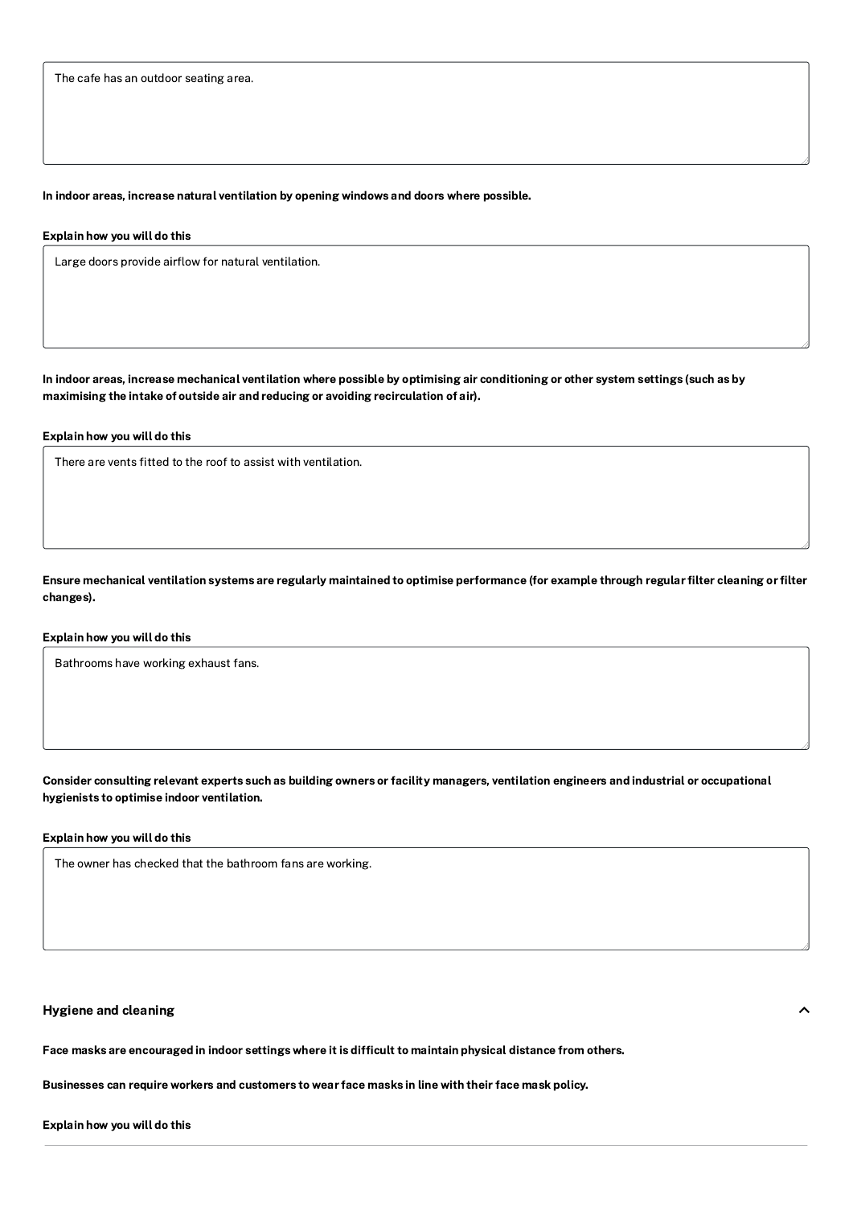The cafe has an outdoor seating area.

**In indoor areas, increase natural ventilation by opening windows and doors where possible.**

**Explain how you will do this**

Large doors provide airflow for natural ventilation.

**In indoor areas, increase mechanical ventilation where possible by optimising air conditioning or other system settings (such as by maximising the intake of outside air and reducing or avoiding recirculation of air).**

**Explain how you will do this**

There are vents fitted to the roof to assist with ventilation.

**Ensure mechanical ventilation systems are regularly maintained to optimise performance (for example through regular filter cleaning or filter changes).**

**Explain how you will do this**

Bathrooms have working exhaust fans.

**Consider consulting relevant experts such as building owners or facility managers, ventilation engineers and industrial or occupational hygienists to optimise indoor ventilation.**

**Explain how you will do this**

The owner has checked that the bathroom fans are working.

## Hygiene and cleaning

**Face masks are encouraged in indoor settings where it is difficult to maintain physical distance from others.**

**Businesses can require workers and customers to wear face masks in line with their face mask policy.**

**Explain how you will do this**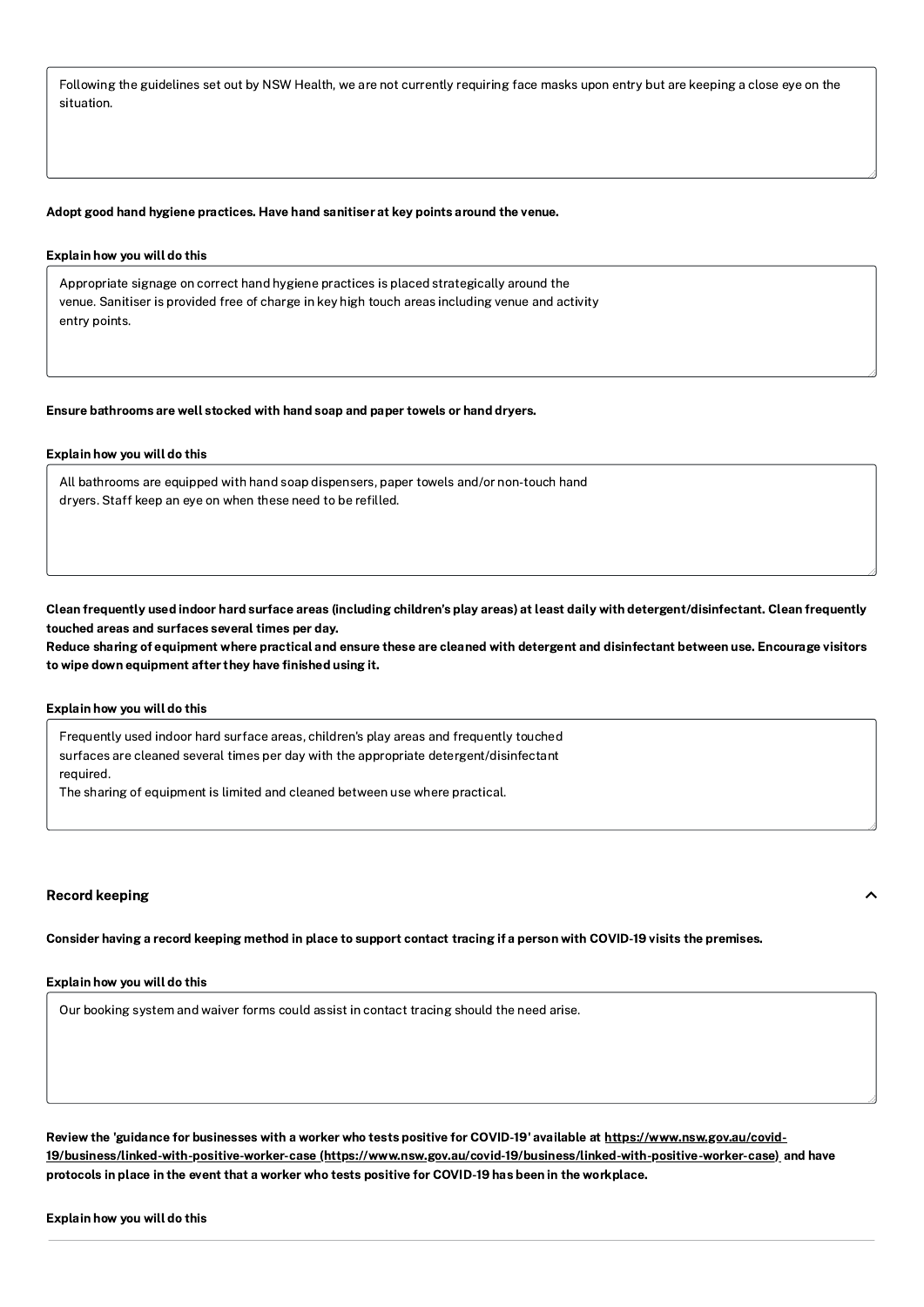Following the guidelines set out by NSW Health, we are not currently requiring face masks upon entry but are keeping a close eye on the situation.

**Adopt good hand hygiene practices. Have hand sanitiser at key points around the venue.**

**Explain how you will do this**

Appropriate signage on correct hand hygiene practices is placed strategically around the venue. Sanitiser is provided free of charge in key high touch areas including venue and activity entry points.

**Ensure bathrooms are well stocked with hand soap and paper towels or hand dryers.**

**Explain how you will do this**

All bathrooms are equipped with hand soap dispensers, paper towels and/or non-touch hand dryers. Staff keep an eye on when these need to be refilled.

**Clean frequently used indoor hard surface areas (including children's play areas) at least daily with detergent/disinfectant. Clean frequently touched areas and surfaces several times per day.**
**Reduce sharing of equipment where practical and ensure these are cleaned with detergent and disinfectant between use. Encourage visitors to wipe down equipment after they have finished using it.**

**Explain how you will do this**

Frequently used indoor hard surface areas, children's play areas and frequently touched surfaces are cleaned several times per day with the appropriate detergent/disinfectant required.
The sharing of equipment is limited and cleaned between use where practical.

## Record keeping

**Consider having a record keeping method in place to support contact tracing if a person with COVID-19 visits the premises.**

**Explain how you will do this**

Our booking system and waiver forms could assist in contact tracing should the need arise.

**Review the 'guidance for businesses with a worker who tests positive for COVID-19' available at https://www.nsw.gov.au/covid-19/business/linked-with-positive-worker-case (https://www.nsw.gov.au/covid-19/business/linked-with-positive-worker-case) and have protocols in place in the event that a worker who tests positive for COVID-19 has been in the workplace.**

**Explain how you will do this**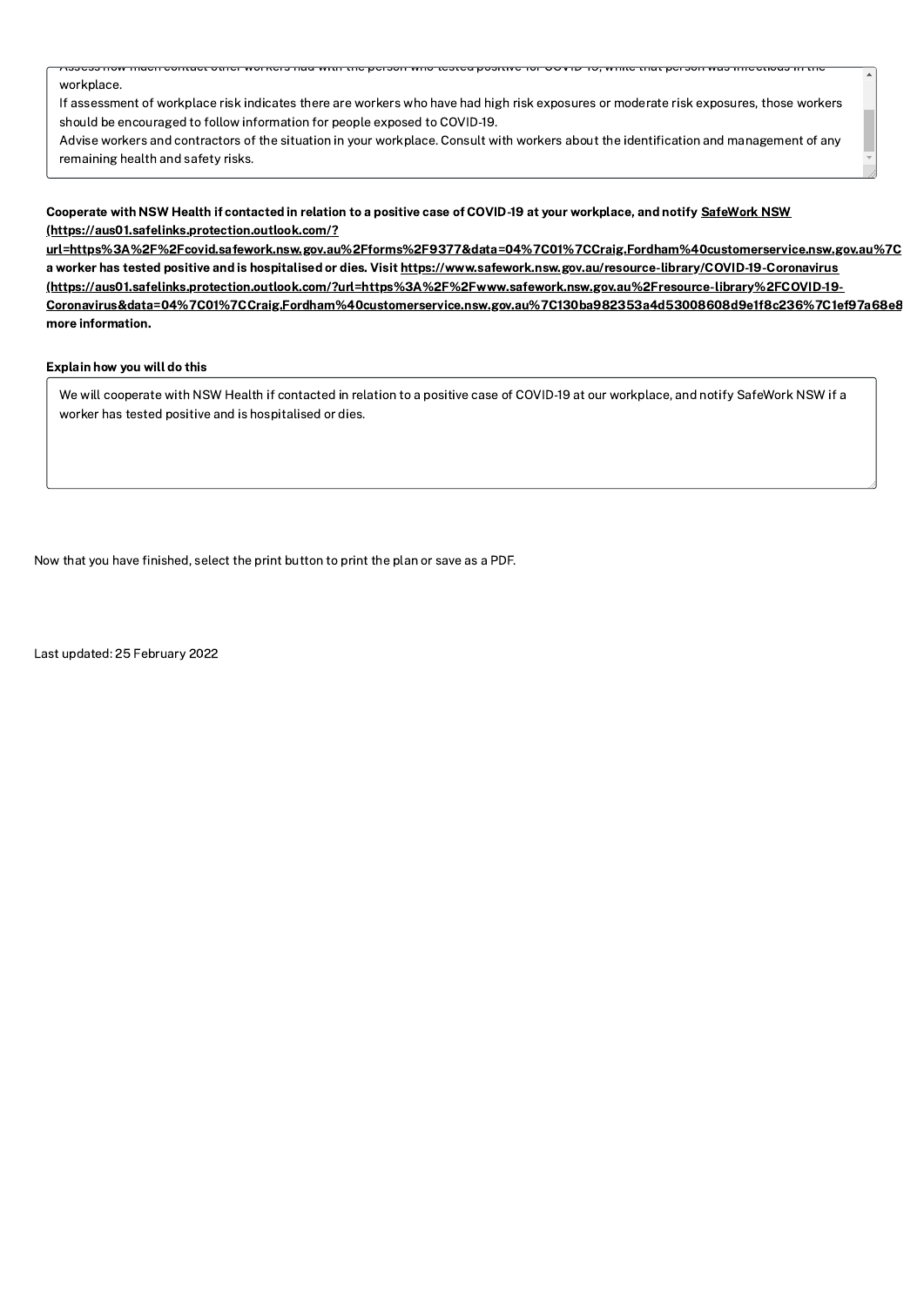Assess how much contact other workers had with the person who tested positive for COVID-19, while that person was infectious in the workplace.

If assessment of workplace risk indicates there are workers who have had high risk exposures or moderate risk exposures, those workers should be encouraged to follow information for people exposed to COVID-19.

Advise workers and contractors of the situation in your workplace. Consult with workers about the identification and management of any remaining health and safety risks.

**Cooperate with NSW Health if contacted in relation to a positive case of COVID-19 at your workplace, and notify SafeWork NSW (https://aus01.safelinks.protection.outlook.com/?url=https%3A%2F%2Fcovid.safework.nsw.gov.au%2Fforms%2F9377&data=04%7C01%7CCraig.Fordham%40customerservice.nsw.gov.au%7C a worker has tested positive and is hospitalised or dies. Visit https://www.safework.nsw.gov.au/resource-library/COVID-19-Coronavirus (https://aus01.safelinks.protection.outlook.com/?url=https%3A%2F%2Fwww.safework.nsw.gov.au%2Fresource-library%2FCOVID-19-Coronavirus&data=04%7C01%7CCraig.Fordham%40customerservice.nsw.gov.au%7C130ba982353a4d53008608d9e1f8c236%7C1ef97a68e8 more information.**

**Explain how you will do this**

We will cooperate with NSW Health if contacted in relation to a positive case of COVID-19 at our workplace, and notify SafeWork NSW if a worker has tested positive and is hospitalised or dies.

Now that you have finished, select the print button to print the plan or save as a PDF.

Last updated: 25 February 2022